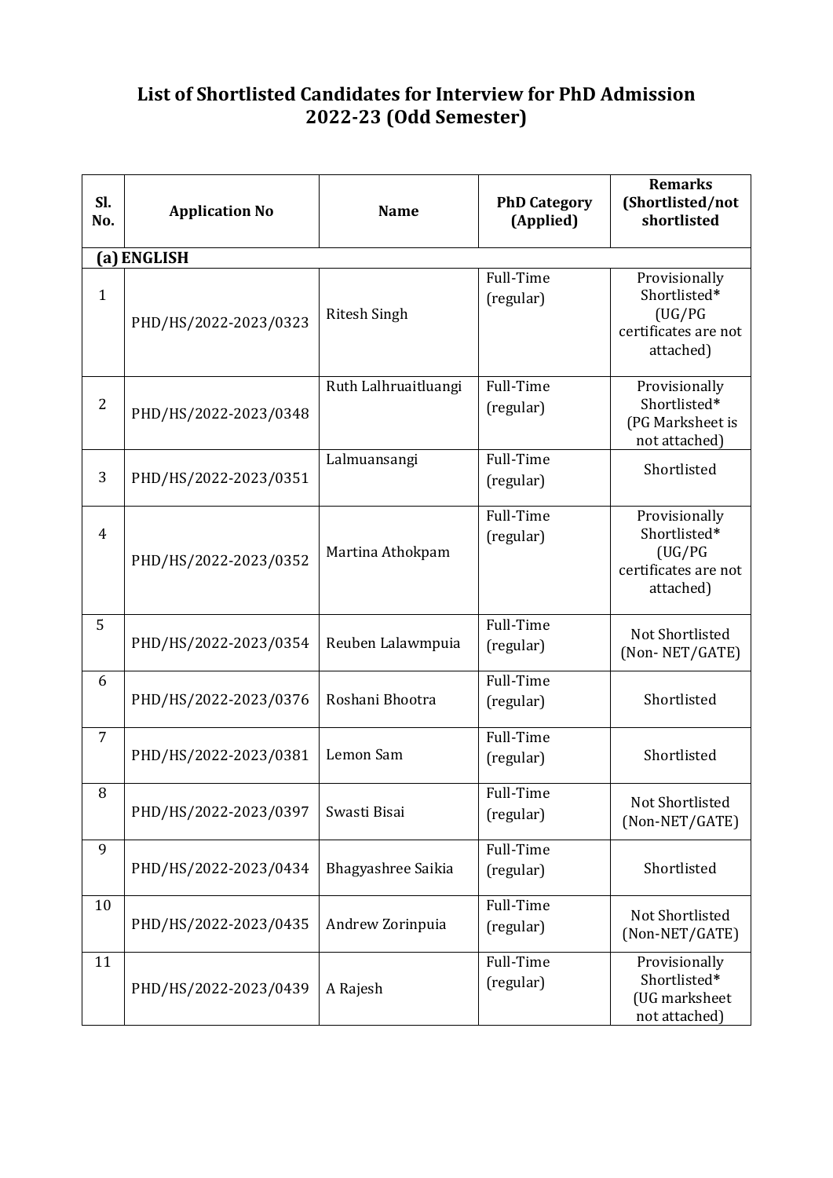# List of Shortlisted Candidates for Interview for PhD Admission 2022-23 (Odd Semester)

| Sl. No. | Application No | Name | PhD Category (Applied) | Remarks (Shortlisted/not shortlisted |
|---|---|---|---|---|
| **(a) ENGLISH** | | | | |
| 1 | PHD/HS/2022-2023/0323 | Ritesh Singh | Full-Time (regular) | Provisionally Shortlisted* (UG/PG certificates are not attached) |
| 2 | PHD/HS/2022-2023/0348 | Ruth Lalhruaitluangi | Full-Time (regular) | Provisionally Shortlisted* (PG Marksheet is not attached) |
| 3 | PHD/HS/2022-2023/0351 | Lalmuansangi | Full-Time (regular) | Shortlisted |
| 4 | PHD/HS/2022-2023/0352 | Martina Athokpam | Full-Time (regular) | Provisionally Shortlisted* (UG/PG certificates are not attached) |
| 5 | PHD/HS/2022-2023/0354 | Reuben Lalawmpuia | Full-Time (regular) | Not Shortlisted (Non- NET/GATE) |
| 6 | PHD/HS/2022-2023/0376 | Roshani Bhootra | Full-Time (regular) | Shortlisted |
| 7 | PHD/HS/2022-2023/0381 | Lemon Sam | Full-Time (regular) | Shortlisted |
| 8 | PHD/HS/2022-2023/0397 | Swasti Bisai | Full-Time (regular) | Not Shortlisted (Non-NET/GATE) |
| 9 | PHD/HS/2022-2023/0434 | Bhagyashree Saikia | Full-Time (regular) | Shortlisted |
| 10 | PHD/HS/2022-2023/0435 | Andrew Zorinpuia | Full-Time (regular) | Not Shortlisted (Non-NET/GATE) |
| 11 | PHD/HS/2022-2023/0439 | A Rajesh | Full-Time (regular) | Provisionally Shortlisted* (UG marksheet not attached) |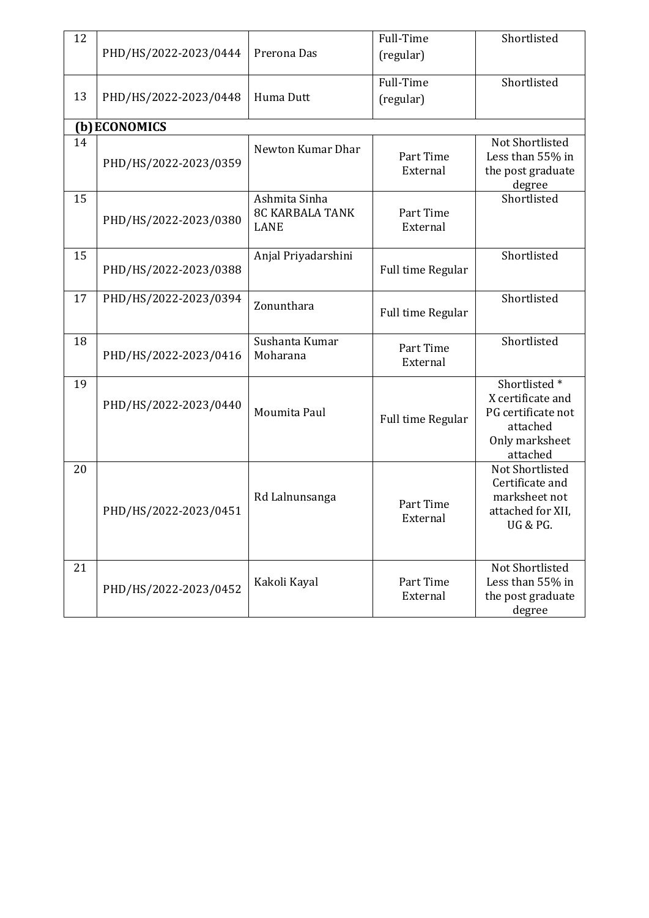| 12 | PHD/HS/2022-2023/0444 | Prerona Das | Full-Time (regular) | Shortlisted |
|---|---|---|---|---|
| 13 | PHD/HS/2022-2023/0448 | Huma Dutt | Full-Time (regular) | Shortlisted |
| **(b) ECONOMICS** | | | | |
| 14 | PHD/HS/2022-2023/0359 | Newton Kumar Dhar | Part Time External | Not Shortlisted Less than 55% in the post graduate degree |
| 15 | PHD/HS/2022-2023/0380 | Ashmita Sinha 8C KARBALA TANK LANE | Part Time External | Shortlisted |
| 15 | PHD/HS/2022-2023/0388 | Anjal Priyadarshini | Full time Regular | Shortlisted |
| 17 | PHD/HS/2022-2023/0394 | Zonunthara | Full time Regular | Shortlisted |
| 18 | PHD/HS/2022-2023/0416 | Sushanta Kumar Moharana | Part Time External | Shortlisted |
| 19 | PHD/HS/2022-2023/0440 | Moumita Paul | Full time Regular | Shortlisted * X certificate and PG certificate not attached Only marksheet attached |
| 20 | PHD/HS/2022-2023/0451 | Rd Lalnunsanga | Part Time External | Not Shortlisted Certificate and marksheet not attached for XII, UG & PG. |
| 21 | PHD/HS/2022-2023/0452 | Kakoli Kayal | Part Time External | Not Shortlisted Less than 55% in the post graduate degree |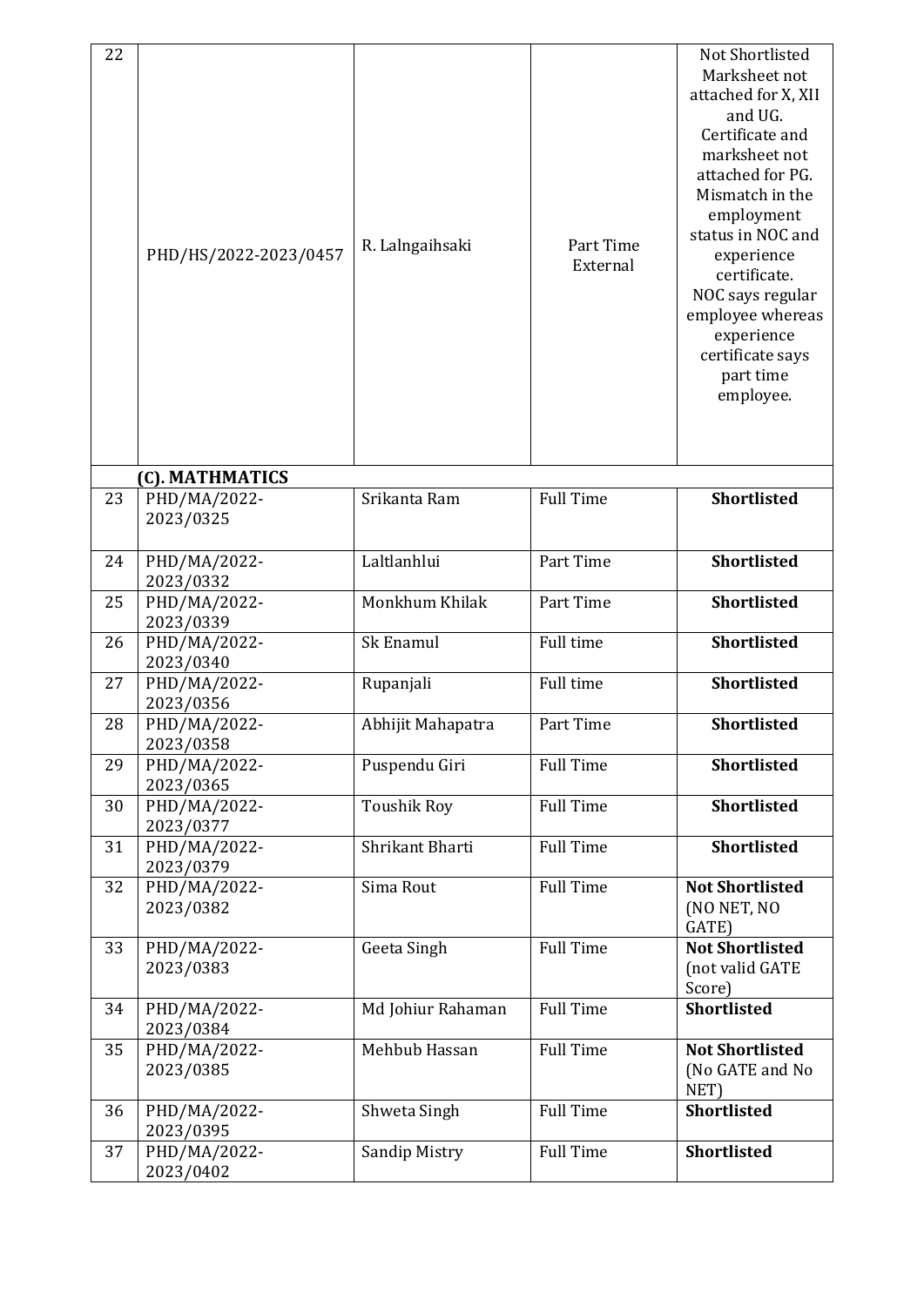| 22 | PHD/HS/2022-2023/0457 | R. Lalngaihsaki | Part Time External | Not Shortlisted Marksheet not attached for X, XII and UG. Certificate and marksheet not attached for PG. Mismatch in the employment status in NOC and experience certificate. NOC says regular employee whereas experience certificate says part time employee. |
|---|---|---|---|---|
| | **(C). MATHMATICS** | | | |
| 23 | PHD/MA/2022-2023/0325 | Srikanta Ram | Full Time | **Shortlisted** |
| 24 | PHD/MA/2022-2023/0332 | Laltlanhlui | Part Time | **Shortlisted** |
| 25 | PHD/MA/2022-2023/0339 | Monkhum Khilak | Part Time | **Shortlisted** |
| 26 | PHD/MA/2022-2023/0340 | Sk Enamul | Full time | **Shortlisted** |
| 27 | PHD/MA/2022-2023/0356 | Rupanjali | Full time | **Shortlisted** |
| 28 | PHD/MA/2022-2023/0358 | Abhijit Mahapatra | Part Time | **Shortlisted** |
| 29 | PHD/MA/2022-2023/0365 | Puspendu Giri | Full Time | **Shortlisted** |
| 30 | PHD/MA/2022-2023/0377 | Toushik Roy | Full Time | **Shortlisted** |
| 31 | PHD/MA/2022-2023/0379 | Shrikant Bharti | Full Time | **Shortlisted** |
| 32 | PHD/MA/2022-2023/0382 | Sima Rout | Full Time | **Not Shortlisted** (NO NET, NO GATE) |
| 33 | PHD/MA/2022-2023/0383 | Geeta Singh | Full Time | **Not Shortlisted** (not valid GATE Score) |
| 34 | PHD/MA/2022-2023/0384 | Md Johiur Rahaman | Full Time | **Shortlisted** |
| 35 | PHD/MA/2022-2023/0385 | Mehbub Hassan | Full Time | **Not Shortlisted** (No GATE and No NET) |
| 36 | PHD/MA/2022-2023/0395 | Shweta Singh | Full Time | **Shortlisted** |
| 37 | PHD/MA/2022-2023/0402 | Sandip Mistry | Full Time | **Shortlisted** |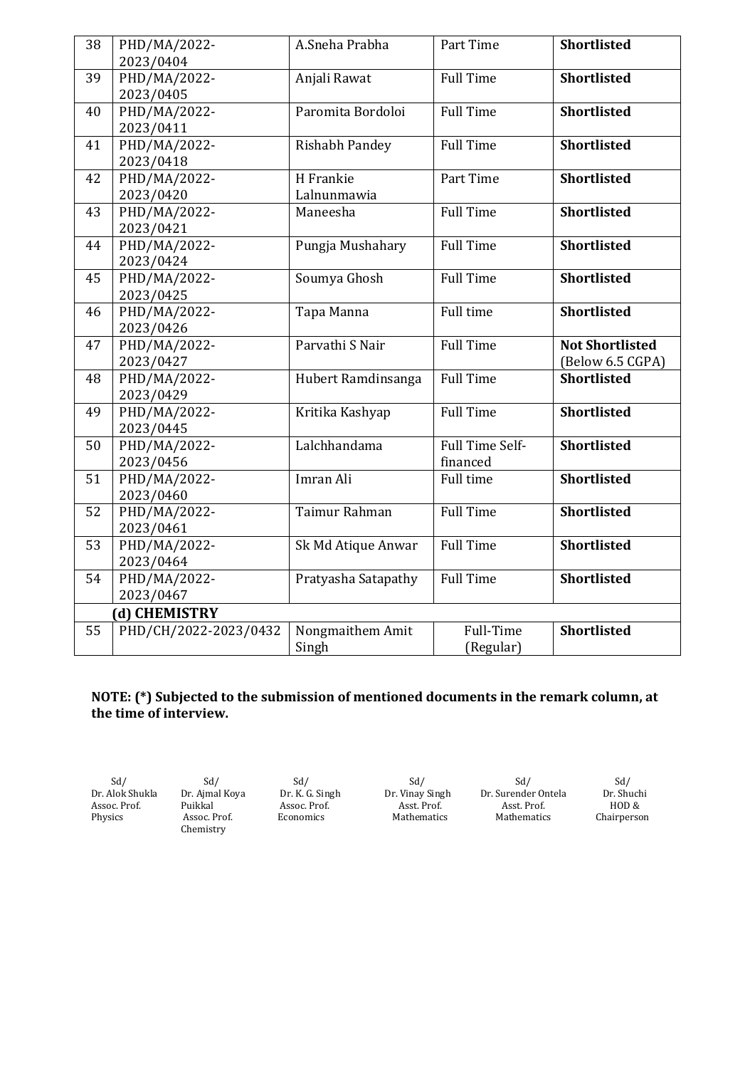| | | | | |
|---|---|---|---|---|
| 38 | PHD/MA/2022-2023/0404 | A.Sneha Prabha | Part Time | **Shortlisted** |
| 39 | PHD/MA/2022-2023/0405 | Anjali Rawat | Full Time | **Shortlisted** |
| 40 | PHD/MA/2022-2023/0411 | Paromita Bordoloi | Full Time | **Shortlisted** |
| 41 | PHD/MA/2022-2023/0418 | Rishabh Pandey | Full Time | **Shortlisted** |
| 42 | PHD/MA/2022-2023/0420 | H Frankie Lalnunmawia | Part Time | **Shortlisted** |
| 43 | PHD/MA/2022-2023/0421 | Maneesha | Full Time | **Shortlisted** |
| 44 | PHD/MA/2022-2023/0424 | Pungja Mushahary | Full Time | **Shortlisted** |
| 45 | PHD/MA/2022-2023/0425 | Soumya Ghosh | Full Time | **Shortlisted** |
| 46 | PHD/MA/2022-2023/0426 | Tapa Manna | Full time | **Shortlisted** |
| 47 | PHD/MA/2022-2023/0427 | Parvathi S Nair | Full Time | **Not Shortlisted** (Below 6.5 CGPA) |
| 48 | PHD/MA/2022-2023/0429 | Hubert Ramdinsanga | Full Time | **Shortlisted** |
| 49 | PHD/MA/2022-2023/0445 | Kritika Kashyap | Full Time | **Shortlisted** |
| 50 | PHD/MA/2022-2023/0456 | Lalchhandama | Full Time Self-financed | **Shortlisted** |
| 51 | PHD/MA/2022-2023/0460 | Imran Ali | Full time | **Shortlisted** |
| 52 | PHD/MA/2022-2023/0461 | Taimur Rahman | Full Time | **Shortlisted** |
| 53 | PHD/MA/2022-2023/0464 | Sk Md Atique Anwar | Full Time | **Shortlisted** |
| 54 | PHD/MA/2022-2023/0467 | Pratyasha Satapathy | Full Time | **Shortlisted** |
| | **(d) CHEMISTRY** | | | |
| 55 | PHD/CH/2022-2023/0432 | Nongmaithem Amit Singh | Full-Time (Regular) | **Shortlisted** |

**NOTE: (*) Subjected to the submission of mentioned documents in the remark column, at the time of interview.**

| | | | | | |
|---|---|---|---|---|---|
| Sd/ | Sd/ | Sd/ | Sd/ | Sd/ | Sd/ |
| Dr. Alok Shukla | Dr. Ajmal Koya Puikkal | Dr. K. G. Singh | Dr. Vinay Singh | Dr. Surender Ontela | Dr. Shuchi |
| Assoc. Prof. | Assoc. Prof. | Assoc. Prof. | Asst. Prof. | Asst. Prof. | HOD & |
| Physics | Chemistry | Economics | Mathematics | Mathematics | Chairperson |